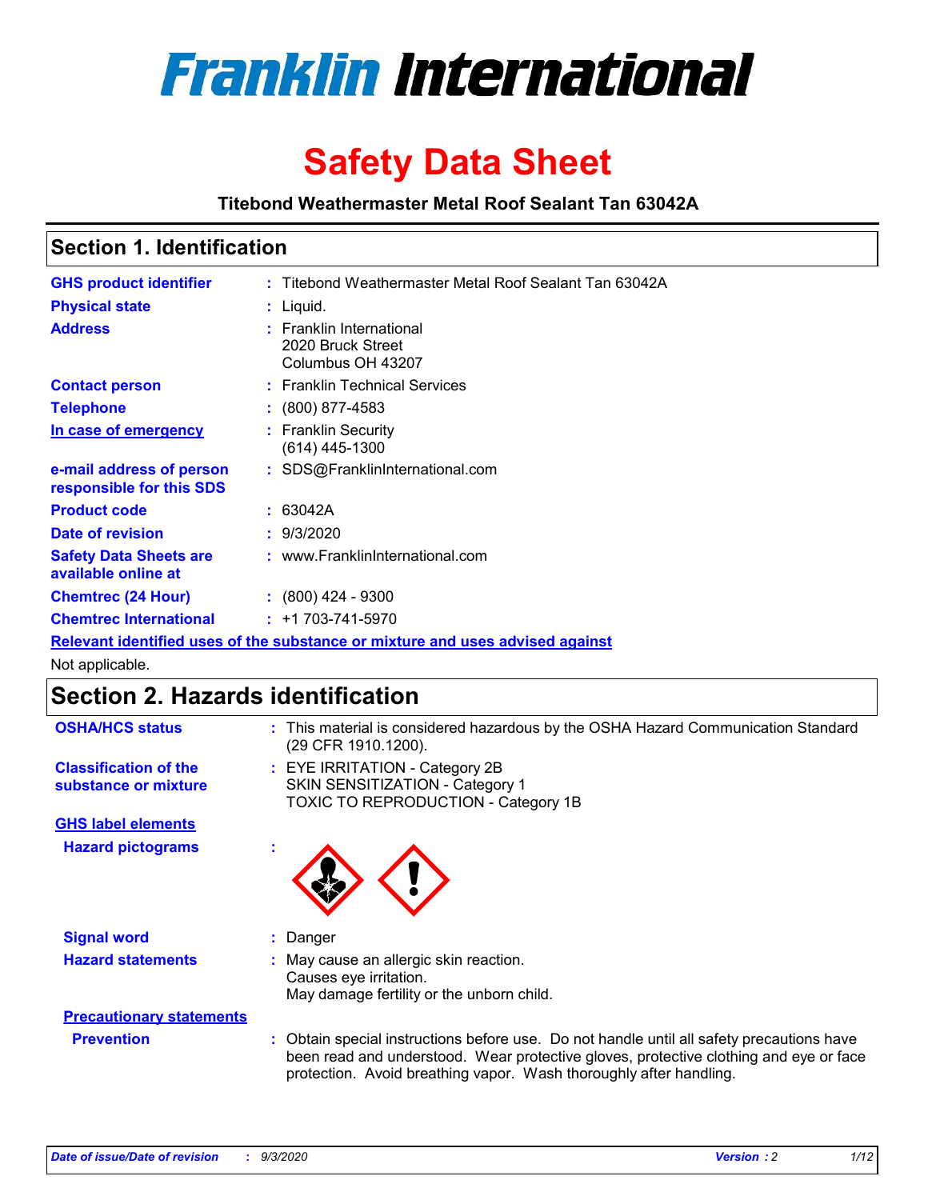# Franklin International

# Safety Data Sheet

**Titebond Weathermaster Metal Roof Sealant Tan 63042A**

## Section 1. Identification

| | |
|---|---|
| **GHS product identifier** | : Titebond Weathermaster Metal Roof Sealant Tan 63042A |
| **Physical state** | : Liquid. |
| **Address** | : Franklin International<br>2020 Bruck Street<br>Columbus OH 43207 |
| **Contact person** | : Franklin Technical Services |
| **Telephone** | : (800) 877-4583 |
| **In case of emergency** | : Franklin Security<br>(614) 445-1300 |
| **e-mail address of person responsible for this SDS** | : SDS@FranklinInternational.com |
| **Product code** | : 63042A |
| **Date of revision** | : 9/3/2020 |
| **Safety Data Sheets are available online at** | : www.FranklinInternational.com |
| **Chemtrec (24 Hour)** | : (800) 424 - 9300 |
| **Chemtrec International** | : +1 703-741-5970 |

**Relevant identified uses of the substance or mixture and uses advised against**

Not applicable.

## Section 2. Hazards identification

| | |
|---|---|
| **OSHA/HCS status** | : This material is considered hazardous by the OSHA Hazard Communication Standard (29 CFR 1910.1200). |
| **Classification of the substance or mixture** | : EYE IRRITATION - Category 2B<br>SKIN SENSITIZATION - Category 1<br>TOXIC TO REPRODUCTION - Category 1B |

**GHS label elements**

| | |
|---|---|
| **Hazard pictograms** | : |
| **Signal word** | : Danger |
| **Hazard statements** | : May cause an allergic skin reaction.<br>Causes eye irritation.<br>May damage fertility or the unborn child. |

**Precautionary statements**

| | |
|---|---|
| **Prevention** | : Obtain special instructions before use. Do not handle until all safety precautions have been read and understood. Wear protective gloves, protective clothing and eye or face protection. Avoid breathing vapor. Wash thoroughly after handling. |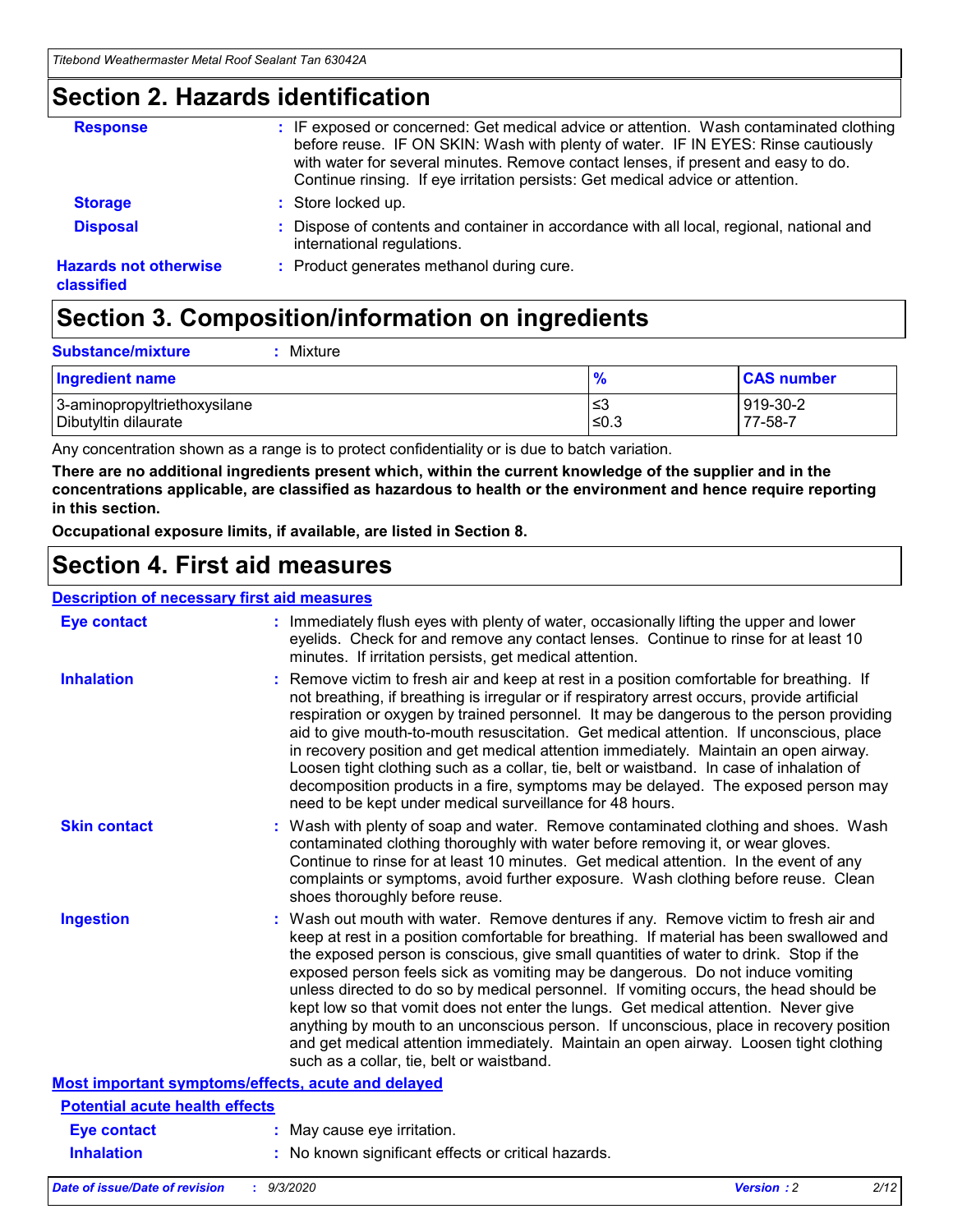## Section 2. Hazards identification

**Response** : IF exposed or concerned: Get medical advice or attention. Wash contaminated clothing before reuse. IF ON SKIN: Wash with plenty of water. IF IN EYES: Rinse cautiously with water for several minutes. Remove contact lenses, if present and easy to do. Continue rinsing. If eye irritation persists: Get medical advice or attention.

**Storage** : Store locked up.

**Disposal** : Dispose of contents and container in accordance with all local, regional, national and international regulations.

**Hazards not otherwise classified** : Product generates methanol during cure.

## Section 3. Composition/information on ingredients

**Substance/mixture** : Mixture

| Ingredient name | % | CAS number |
|---|---|---|
| 3-aminopropyltriethoxysilane | ≤3 | 919-30-2 |
| Dibutyltin dilaurate | ≤0.3 | 77-58-7 |

Any concentration shown as a range is to protect confidentiality or is due to batch variation.

**There are no additional ingredients present which, within the current knowledge of the supplier and in the concentrations applicable, are classified as hazardous to health or the environment and hence require reporting in this section.**

**Occupational exposure limits, if available, are listed in Section 8.**

## Section 4. First aid measures

### Description of necessary first aid measures

**Eye contact** : Immediately flush eyes with plenty of water, occasionally lifting the upper and lower eyelids. Check for and remove any contact lenses. Continue to rinse for at least 10 minutes. If irritation persists, get medical attention.

**Inhalation** : Remove victim to fresh air and keep at rest in a position comfortable for breathing. If not breathing, if breathing is irregular or if respiratory arrest occurs, provide artificial respiration or oxygen by trained personnel. It may be dangerous to the person providing aid to give mouth-to-mouth resuscitation. Get medical attention. If unconscious, place in recovery position and get medical attention immediately. Maintain an open airway. Loosen tight clothing such as a collar, tie, belt or waistband. In case of inhalation of decomposition products in a fire, symptoms may be delayed. The exposed person may need to be kept under medical surveillance for 48 hours.

**Skin contact** : Wash with plenty of soap and water. Remove contaminated clothing and shoes. Wash contaminated clothing thoroughly with water before removing it, or wear gloves. Continue to rinse for at least 10 minutes. Get medical attention. In the event of any complaints or symptoms, avoid further exposure. Wash clothing before reuse. Clean shoes thoroughly before reuse.

**Ingestion** : Wash out mouth with water. Remove dentures if any. Remove victim to fresh air and keep at rest in a position comfortable for breathing. If material has been swallowed and the exposed person is conscious, give small quantities of water to drink. Stop if the exposed person feels sick as vomiting may be dangerous. Do not induce vomiting unless directed to do so by medical personnel. If vomiting occurs, the head should be kept low so that vomit does not enter the lungs. Get medical attention. Never give anything by mouth to an unconscious person. If unconscious, place in recovery position and get medical attention immediately. Maintain an open airway. Loosen tight clothing such as a collar, tie, belt or waistband.

### Most important symptoms/effects, acute and delayed

#### Potential acute health effects

**Eye contact** : May cause eye irritation.

**Inhalation** : No known significant effects or critical hazards.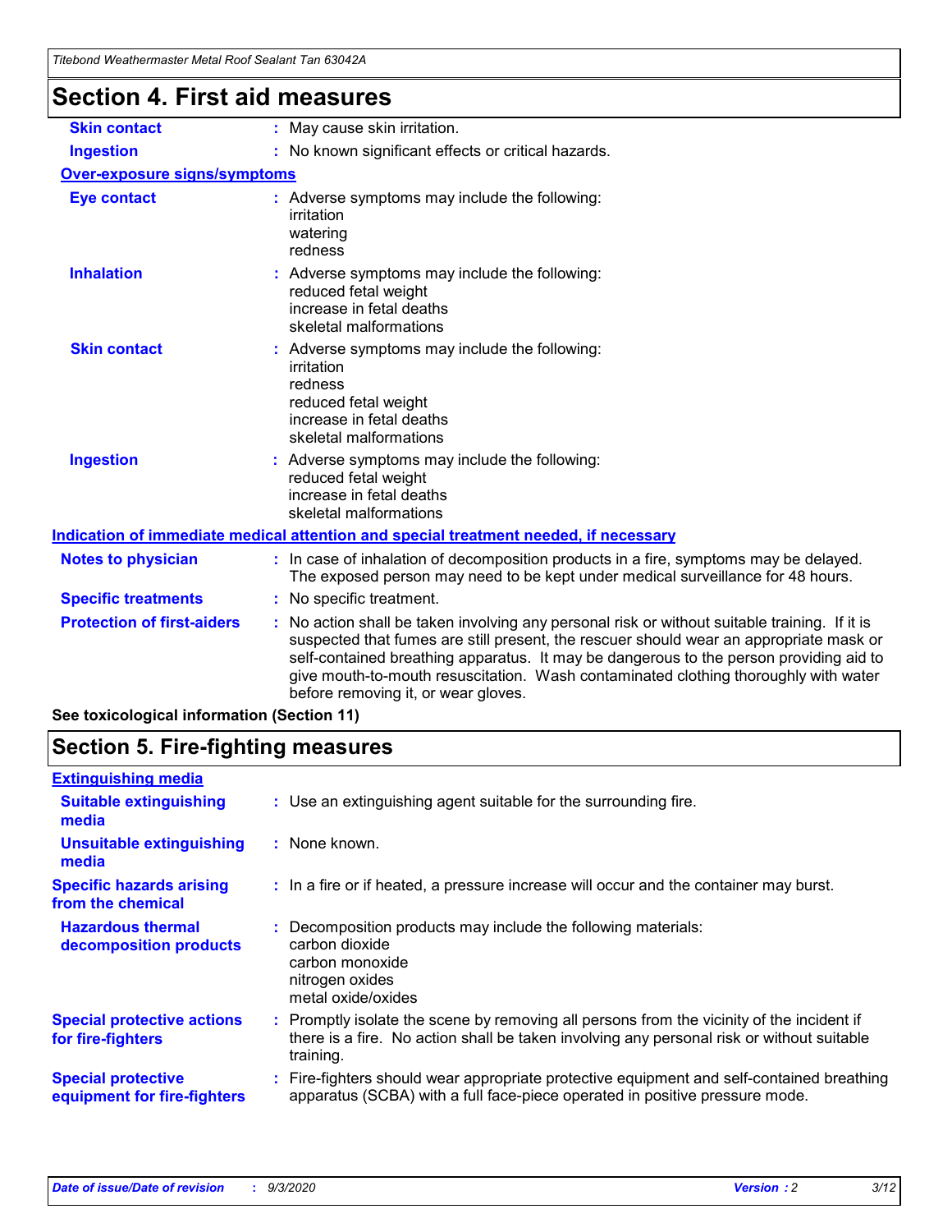# Section 4. First aid measures

**Skin contact** : May cause skin irritation.

**Ingestion** : No known significant effects or critical hazards.

**Over-exposure signs/symptoms**

**Eye contact** : Adverse symptoms may include the following:
irritation
watering
redness

**Inhalation** : Adverse symptoms may include the following:
reduced fetal weight
increase in fetal deaths
skeletal malformations

**Skin contact** : Adverse symptoms may include the following:
irritation
redness
reduced fetal weight
increase in fetal deaths
skeletal malformations

**Ingestion** : Adverse symptoms may include the following:
reduced fetal weight
increase in fetal deaths
skeletal malformations

**Indication of immediate medical attention and special treatment needed, if necessary**

**Notes to physician** : In case of inhalation of decomposition products in a fire, symptoms may be delayed. The exposed person may need to be kept under medical surveillance for 48 hours.

**Specific treatments** : No specific treatment.

**Protection of first-aiders** : No action shall be taken involving any personal risk or without suitable training. If it is suspected that fumes are still present, the rescuer should wear an appropriate mask or self-contained breathing apparatus. It may be dangerous to the person providing aid to give mouth-to-mouth resuscitation. Wash contaminated clothing thoroughly with water before removing it, or wear gloves.

**See toxicological information (Section 11)**

# Section 5. Fire-fighting measures

**Extinguishing media**

**Suitable extinguishing media** : Use an extinguishing agent suitable for the surrounding fire.

**Unsuitable extinguishing media** : None known.

**Specific hazards arising from the chemical** : In a fire or if heated, a pressure increase will occur and the container may burst.

**Hazardous thermal decomposition products** : Decomposition products may include the following materials:
carbon dioxide
carbon monoxide
nitrogen oxides
metal oxide/oxides

**Special protective actions for fire-fighters** : Promptly isolate the scene by removing all persons from the vicinity of the incident if there is a fire. No action shall be taken involving any personal risk or without suitable training.

**Special protective equipment for fire-fighters** : Fire-fighters should wear appropriate protective equipment and self-contained breathing apparatus (SCBA) with a full face-piece operated in positive pressure mode.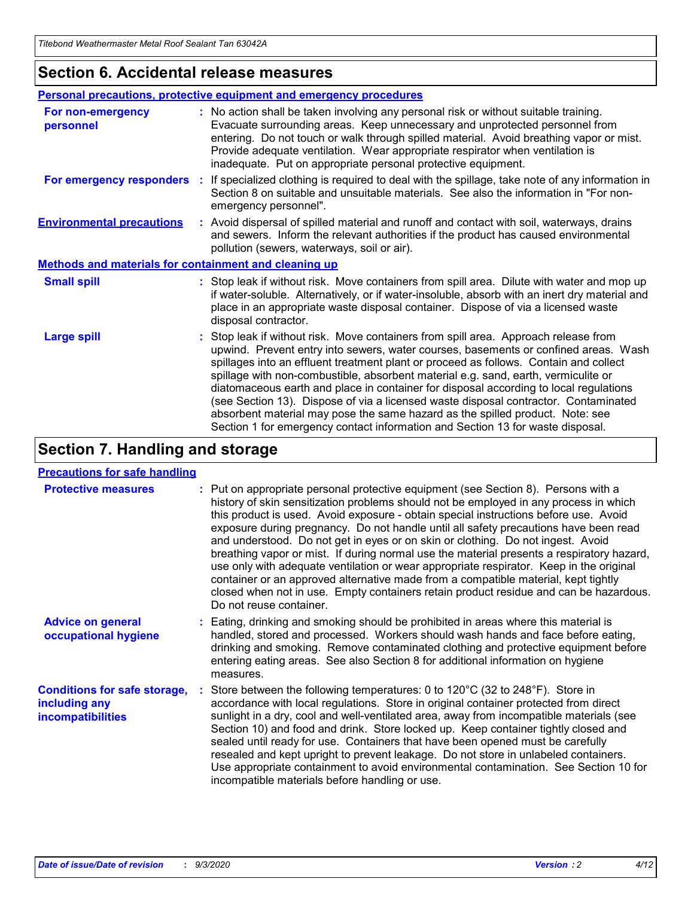## Section 6. Accidental release measures

### Personal precautions, protective equipment and emergency procedures

**For non-emergency personnel** : No action shall be taken involving any personal risk or without suitable training. Evacuate surrounding areas. Keep unnecessary and unprotected personnel from entering. Do not touch or walk through spilled material. Avoid breathing vapor or mist. Provide adequate ventilation. Wear appropriate respirator when ventilation is inadequate. Put on appropriate personal protective equipment.

**For emergency responders** : If specialized clothing is required to deal with the spillage, take note of any information in Section 8 on suitable and unsuitable materials. See also the information in "For non-emergency personnel".

**Environmental precautions** : Avoid dispersal of spilled material and runoff and contact with soil, waterways, drains and sewers. Inform the relevant authorities if the product has caused environmental pollution (sewers, waterways, soil or air).

### Methods and materials for containment and cleaning up

**Small spill** : Stop leak if without risk. Move containers from spill area. Dilute with water and mop up if water-soluble. Alternatively, or if water-insoluble, absorb with an inert dry material and place in an appropriate waste disposal container. Dispose of via a licensed waste disposal contractor.

**Large spill** : Stop leak if without risk. Move containers from spill area. Approach release from upwind. Prevent entry into sewers, water courses, basements or confined areas. Wash spillages into an effluent treatment plant or proceed as follows. Contain and collect spillage with non-combustible, absorbent material e.g. sand, earth, vermiculite or diatomaceous earth and place in container for disposal according to local regulations (see Section 13). Dispose of via a licensed waste disposal contractor. Contaminated absorbent material may pose the same hazard as the spilled product. Note: see Section 1 for emergency contact information and Section 13 for waste disposal.

## Section 7. Handling and storage

### Precautions for safe handling

**Protective measures** : Put on appropriate personal protective equipment (see Section 8). Persons with a history of skin sensitization problems should not be employed in any process in which this product is used. Avoid exposure - obtain special instructions before use. Avoid exposure during pregnancy. Do not handle until all safety precautions have been read and understood. Do not get in eyes or on skin or clothing. Do not ingest. Avoid breathing vapor or mist. If during normal use the material presents a respiratory hazard, use only with adequate ventilation or wear appropriate respirator. Keep in the original container or an approved alternative made from a compatible material, kept tightly closed when not in use. Empty containers retain product residue and can be hazardous. Do not reuse container.

**Advice on general occupational hygiene** : Eating, drinking and smoking should be prohibited in areas where this material is handled, stored and processed. Workers should wash hands and face before eating, drinking and smoking. Remove contaminated clothing and protective equipment before entering eating areas. See also Section 8 for additional information on hygiene measures.

**Conditions for safe storage, including any incompatibilities** : Store between the following temperatures: 0 to 120°C (32 to 248°F). Store in accordance with local regulations. Store in original container protected from direct sunlight in a dry, cool and well-ventilated area, away from incompatible materials (see Section 10) and food and drink. Store locked up. Keep container tightly closed and sealed until ready for use. Containers that have been opened must be carefully resealed and kept upright to prevent leakage. Do not store in unlabeled containers. Use appropriate containment to avoid environmental contamination. See Section 10 for incompatible materials before handling or use.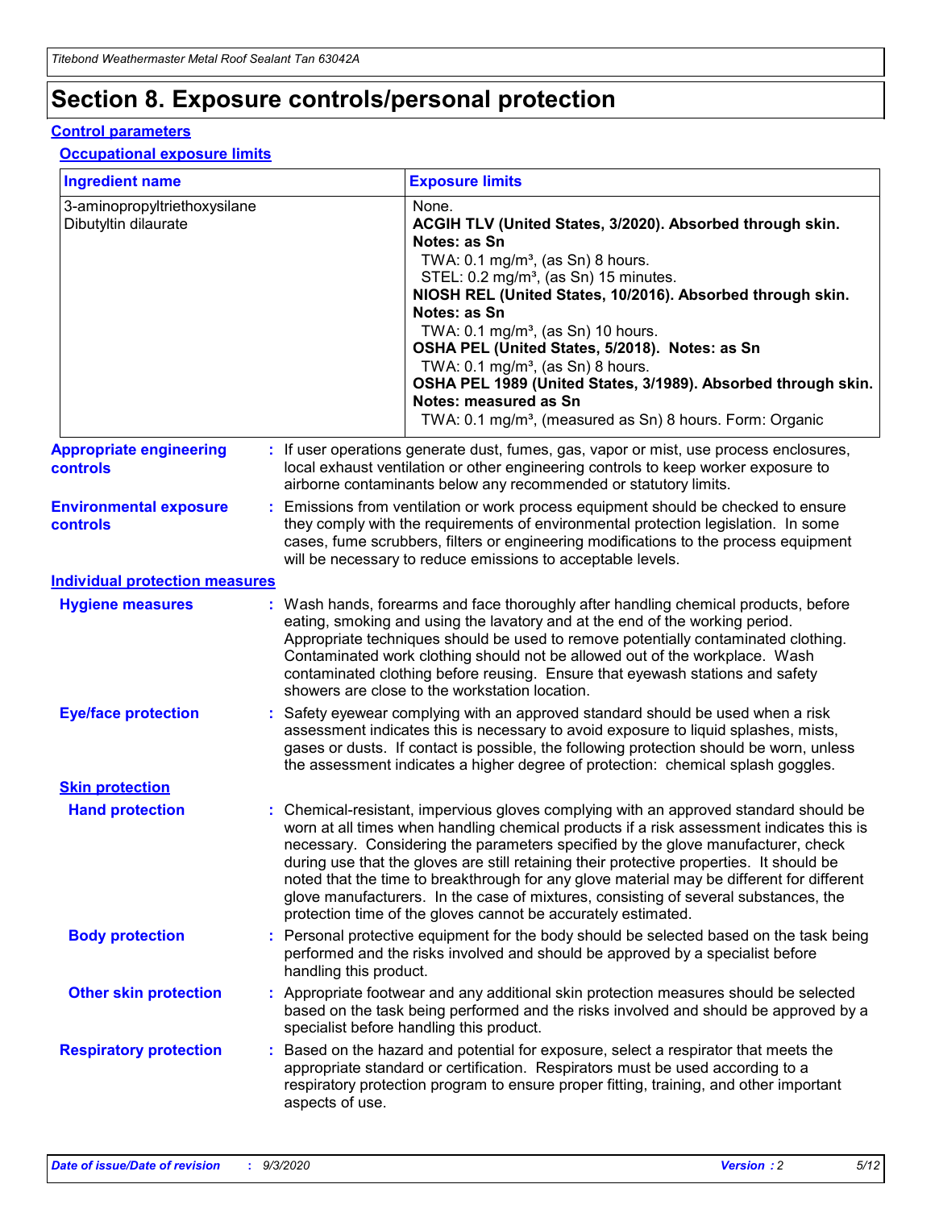# Section 8. Exposure controls/personal protection

## Control parameters

### Occupational exposure limits

| Ingredient name | Exposure limits |
|---|---|
| 3-aminopropyltriethoxysilane | None. |
| Dibutyltin dilaurate | **ACGIH TLV (United States, 3/2020). Absorbed through skin. Notes: as Sn**<br>TWA: 0.1 mg/m³, (as Sn) 8 hours.<br>STEL: 0.2 mg/m³, (as Sn) 15 minutes.<br>**NIOSH REL (United States, 10/2016). Absorbed through skin. Notes: as Sn**<br>TWA: 0.1 mg/m³, (as Sn) 10 hours.<br>**OSHA PEL (United States, 5/2018). Notes: as Sn**<br>TWA: 0.1 mg/m³, (as Sn) 8 hours.<br>**OSHA PEL 1989 (United States, 3/1989). Absorbed through skin. Notes: measured as Sn**<br>TWA: 0.1 mg/m³, (measured as Sn) 8 hours. Form: Organic |

**Appropriate engineering controls** : If user operations generate dust, fumes, gas, vapor or mist, use process enclosures, local exhaust ventilation or other engineering controls to keep worker exposure to airborne contaminants below any recommended or statutory limits.

**Environmental exposure controls** : Emissions from ventilation or work process equipment should be checked to ensure they comply with the requirements of environmental protection legislation. In some cases, fume scrubbers, filters or engineering modifications to the process equipment will be necessary to reduce emissions to acceptable levels.

## Individual protection measures

**Hygiene measures** : Wash hands, forearms and face thoroughly after handling chemical products, before eating, smoking and using the lavatory and at the end of the working period. Appropriate techniques should be used to remove potentially contaminated clothing. Contaminated work clothing should not be allowed out of the workplace. Wash contaminated clothing before reusing. Ensure that eyewash stations and safety showers are close to the workstation location.

**Eye/face protection** : Safety eyewear complying with an approved standard should be used when a risk assessment indicates this is necessary to avoid exposure to liquid splashes, mists, gases or dusts. If contact is possible, the following protection should be worn, unless the assessment indicates a higher degree of protection: chemical splash goggles.

### Skin protection

**Hand protection** : Chemical-resistant, impervious gloves complying with an approved standard should be worn at all times when handling chemical products if a risk assessment indicates this is necessary. Considering the parameters specified by the glove manufacturer, check during use that the gloves are still retaining their protective properties. It should be noted that the time to breakthrough for any glove material may be different for different glove manufacturers. In the case of mixtures, consisting of several substances, the protection time of the gloves cannot be accurately estimated.

**Body protection** : Personal protective equipment for the body should be selected based on the task being performed and the risks involved and should be approved by a specialist before handling this product.

**Other skin protection** : Appropriate footwear and any additional skin protection measures should be selected based on the task being performed and the risks involved and should be approved by a specialist before handling this product.

**Respiratory protection** : Based on the hazard and potential for exposure, select a respirator that meets the appropriate standard or certification. Respirators must be used according to a respiratory protection program to ensure proper fitting, training, and other important aspects of use.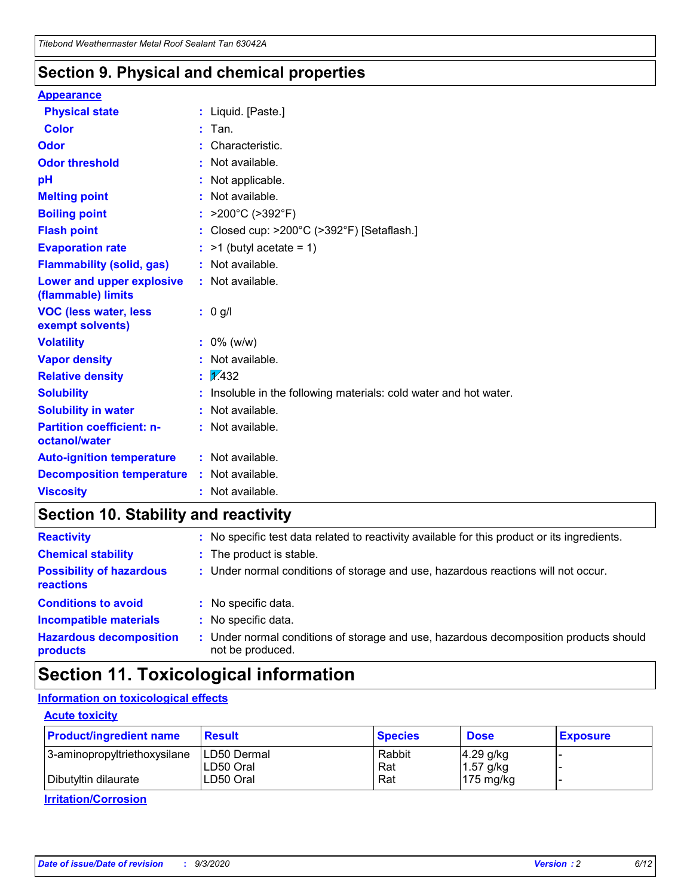## Section 9. Physical and chemical properties

**Appearance**

| | | |
|---|---|---|
| **Physical state** | : | Liquid. [Paste.] |
| **Color** | : | Tan. |
| **Odor** | : | Characteristic. |
| **Odor threshold** | : | Not available. |
| **pH** | : | Not applicable. |
| **Melting point** | : | Not available. |
| **Boiling point** | : | >200°C (>392°F) |
| **Flash point** | : | Closed cup: >200°C (>392°F) [Setaflash.] |
| **Evaporation rate** | : | >1 (butyl acetate = 1) |
| **Flammability (solid, gas)** | : | Not available. |
| **Lower and upper explosive (flammable) limits** | : | Not available. |
| **VOC (less water, less exempt solvents)** | : | 0 g/l |
| **Volatility** | : | 0% (w/w) |
| **Vapor density** | : | Not available. |
| **Relative density** | : | 1.432 |
| **Solubility** | : | Insoluble in the following materials: cold water and hot water. |
| **Solubility in water** | : | Not available. |
| **Partition coefficient: n-octanol/water** | : | Not available. |
| **Auto-ignition temperature** | : | Not available. |
| **Decomposition temperature** | : | Not available. |
| **Viscosity** | : | Not available. |

## Section 10. Stability and reactivity

| | | |
|---|---|---|
| **Reactivity** | : | No specific test data related to reactivity available for this product or its ingredients. |
| **Chemical stability** | : | The product is stable. |
| **Possibility of hazardous reactions** | : | Under normal conditions of storage and use, hazardous reactions will not occur. |
| **Conditions to avoid** | : | No specific data. |
| **Incompatible materials** | : | No specific data. |
| **Hazardous decomposition products** | : | Under normal conditions of storage and use, hazardous decomposition products should not be produced. |

## Section 11. Toxicological information

**Information on toxicological effects**

**Acute toxicity**

| Product/ingredient name | Result | Species | Dose | Exposure |
|---|---|---|---|---|
| 3-aminopropyltriethoxysilane | LD50 Dermal | Rabbit | 4.29 g/kg | - |
| | LD50 Oral | Rat | 1.57 g/kg | - |
| Dibutyltin dilaurate | LD50 Oral | Rat | 175 mg/kg | - |

**Irritation/Corrosion**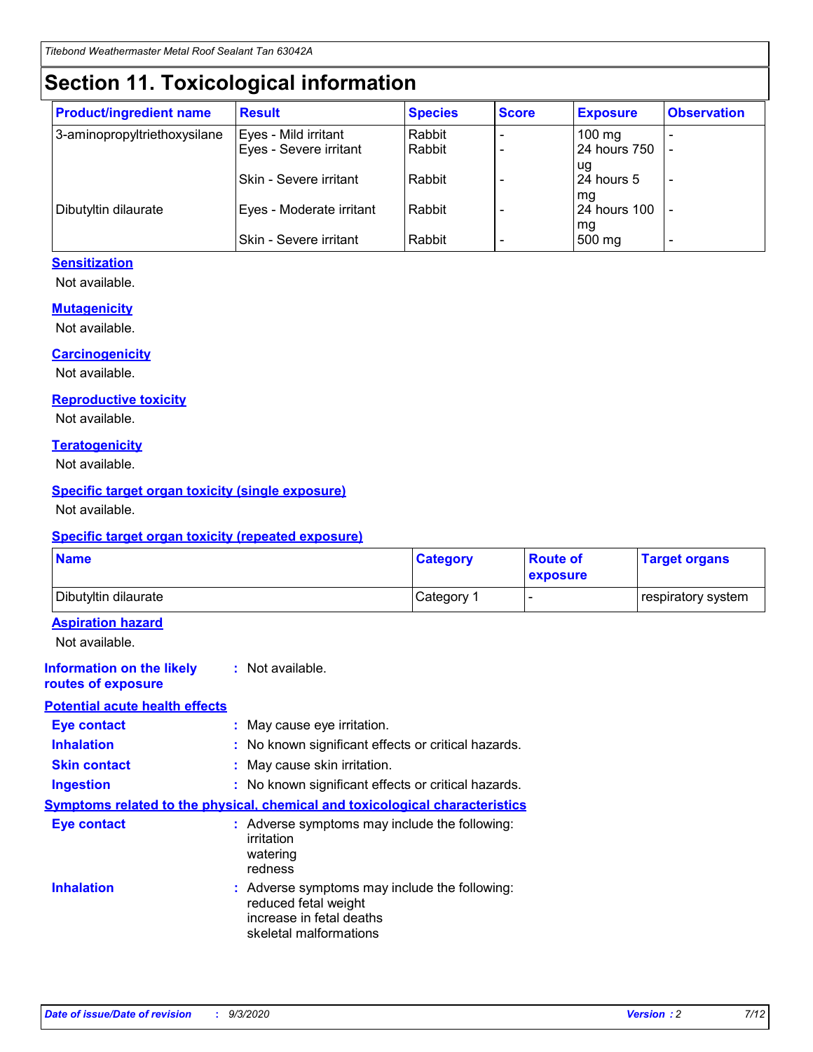# Section 11. Toxicological information

| Product/ingredient name | Result | Species | Score | Exposure | Observation |
|---|---|---|---|---|---|
| 3-aminopropyltriethoxysilane | Eyes - Mild irritant | Rabbit | - | 100 mg | - |
| | Eyes - Severe irritant | Rabbit | - | 24 hours 750 ug | - |
| | Skin - Severe irritant | Rabbit | - | 24 hours 5 mg | - |
| Dibutyltin dilaurate | Eyes - Moderate irritant | Rabbit | - | 24 hours 100 mg | - |
| | Skin - Severe irritant | Rabbit | - | 500 mg | - |

### Sensitization

Not available.

### Mutagenicity

Not available.

### Carcinogenicity

Not available.

### Reproductive toxicity

Not available.

### Teratogenicity

Not available.

### Specific target organ toxicity (single exposure)

Not available.

### Specific target organ toxicity (repeated exposure)

| Name | Category | Route of exposure | Target organs |
|---|---|---|---|
| Dibutyltin dilaurate | Category 1 | - | respiratory system |

### Aspiration hazard

Not available.

**Information on the likely routes of exposure** : Not available.

### Potential acute health effects

**Eye contact** : May cause eye irritation.

**Inhalation** : No known significant effects or critical hazards.

**Skin contact** : May cause skin irritation.

**Ingestion** : No known significant effects or critical hazards.

### Symptoms related to the physical, chemical and toxicological characteristics

**Eye contact** : Adverse symptoms may include the following:
irritation
watering
redness

**Inhalation** : Adverse symptoms may include the following:
reduced fetal weight
increase in fetal deaths
skeletal malformations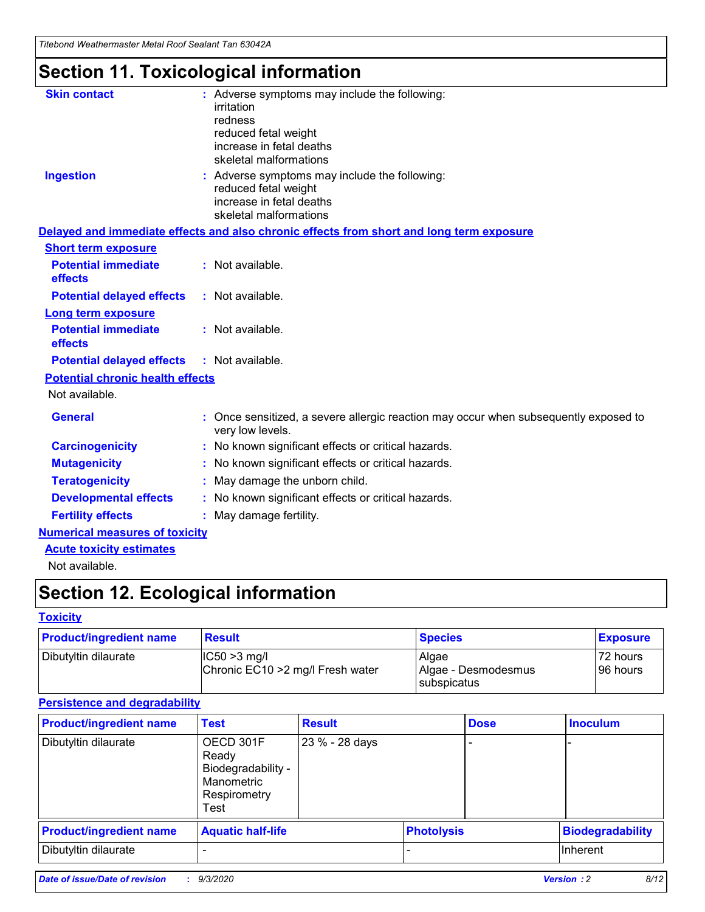# Section 11. Toxicological information

**Skin contact** : Adverse symptoms may include the following:
irritation
redness
reduced fetal weight
increase in fetal deaths
skeletal malformations

**Ingestion** : Adverse symptoms may include the following:
reduced fetal weight
increase in fetal deaths
skeletal malformations

**Delayed and immediate effects and also chronic effects from short and long term exposure**

**Short term exposure**

**Potential immediate effects** : Not available.

**Potential delayed effects** : Not available.

**Long term exposure**

**Potential immediate effects** : Not available.

**Potential delayed effects** : Not available.

**Potential chronic health effects**

Not available.

**General** : Once sensitized, a severe allergic reaction may occur when subsequently exposed to very low levels.

**Carcinogenicity** : No known significant effects or critical hazards.

**Mutagenicity** : No known significant effects or critical hazards.

**Teratogenicity** : May damage the unborn child.

**Developmental effects** : No known significant effects or critical hazards.

**Fertility effects** : May damage fertility.

**Numerical measures of toxicity**

**Acute toxicity estimates**

Not available.

# Section 12. Ecological information

**Toxicity**

| Product/ingredient name | Result | Species | Exposure |
|---|---|---|---|
| Dibutyltin dilaurate | IC50 >3 mg/l<br>Chronic EC10 >2 mg/l Fresh water | Algae<br>Algae - Desmodesmus subspicatus | 72 hours<br>96 hours |

**Persistence and degradability**

| Product/ingredient name | Test | Result | Dose | Inoculum |
|---|---|---|---|---|
| Dibutyltin dilaurate | OECD 301F Ready Biodegradability - Manometric Respirometry Test | 23 % - 28 days | - | - |

| Product/ingredient name | Aquatic half-life | Photolysis | Biodegradability |
|---|---|---|---|
| Dibutyltin dilaurate | - | - | Inherent |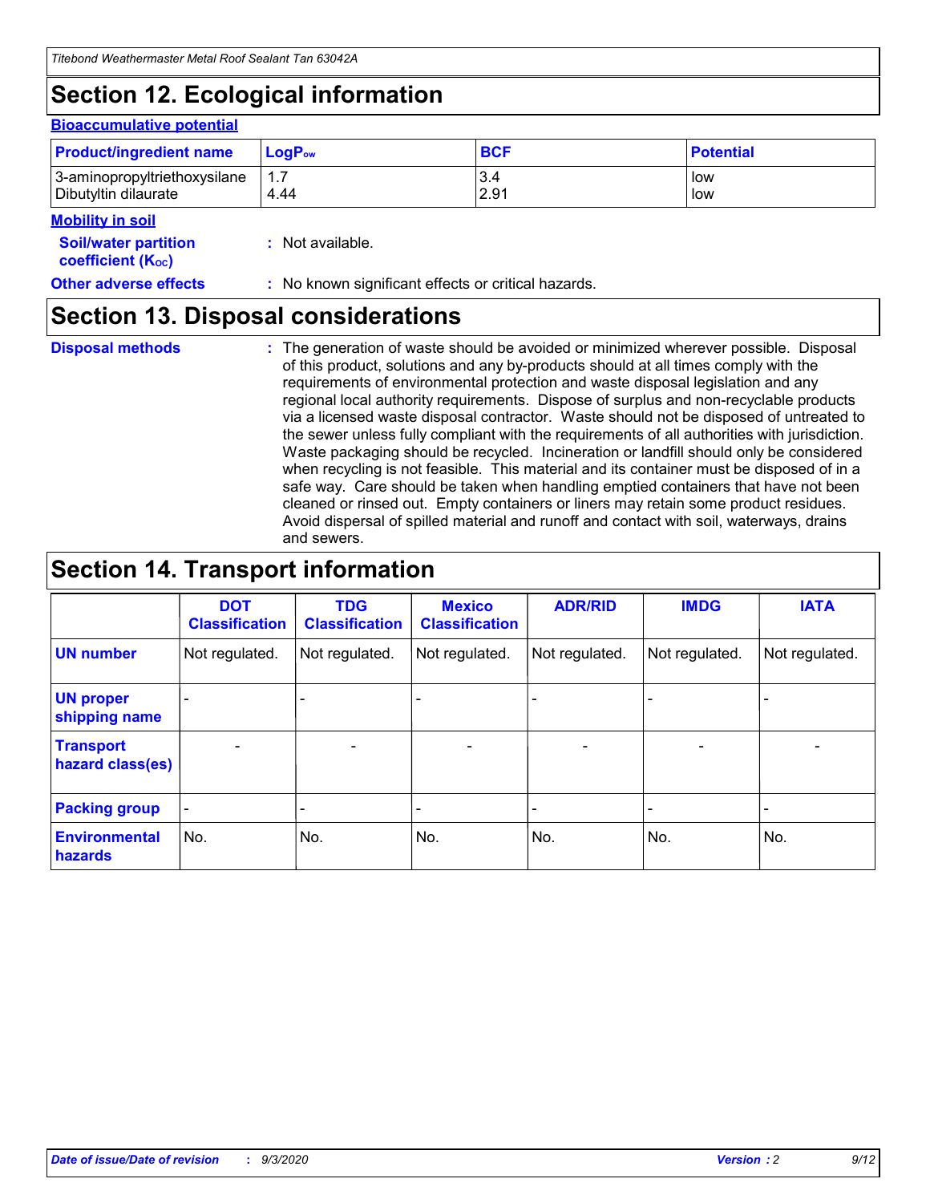# Section 12. Ecological information

**Bioaccumulative potential**

| Product/ingredient name | $LogP_{ow}$ | BCF | Potential |
|---|---|---|---|
| 3-aminopropyltriethoxysilane | 1.7 | 3.4 | low |
| Dibutyltin dilaurate | 4.44 | 2.91 | low |

**Mobility in soil**

**Soil/water partition coefficient ($K_{OC}$)** : Not available.

**Other adverse effects** : No known significant effects or critical hazards.

# Section 13. Disposal considerations

**Disposal methods** : The generation of waste should be avoided or minimized wherever possible. Disposal of this product, solutions and any by-products should at all times comply with the requirements of environmental protection and waste disposal legislation and any regional local authority requirements. Dispose of surplus and non-recyclable products via a licensed waste disposal contractor. Waste should not be disposed of untreated to the sewer unless fully compliant with the requirements of all authorities with jurisdiction. Waste packaging should be recycled. Incineration or landfill should only be considered when recycling is not feasible. This material and its container must be disposed of in a safe way. Care should be taken when handling emptied containers that have not been cleaned or rinsed out. Empty containers or liners may retain some product residues. Avoid dispersal of spilled material and runoff and contact with soil, waterways, drains and sewers.

# Section 14. Transport information

| | DOT Classification | TDG Classification | Mexico Classification | ADR/RID | IMDG | IATA |
|---|---|---|---|---|---|---|
| **UN number** | Not regulated. | Not regulated. | Not regulated. | Not regulated. | Not regulated. | Not regulated. |
| **UN proper shipping name** | - | - | - | - | - | - |
| **Transport hazard class(es)** | - | - | - | - | - | - |
| **Packing group** | - | - | - | - | - | - |
| **Environmental hazards** | No. | No. | No. | No. | No. | No. |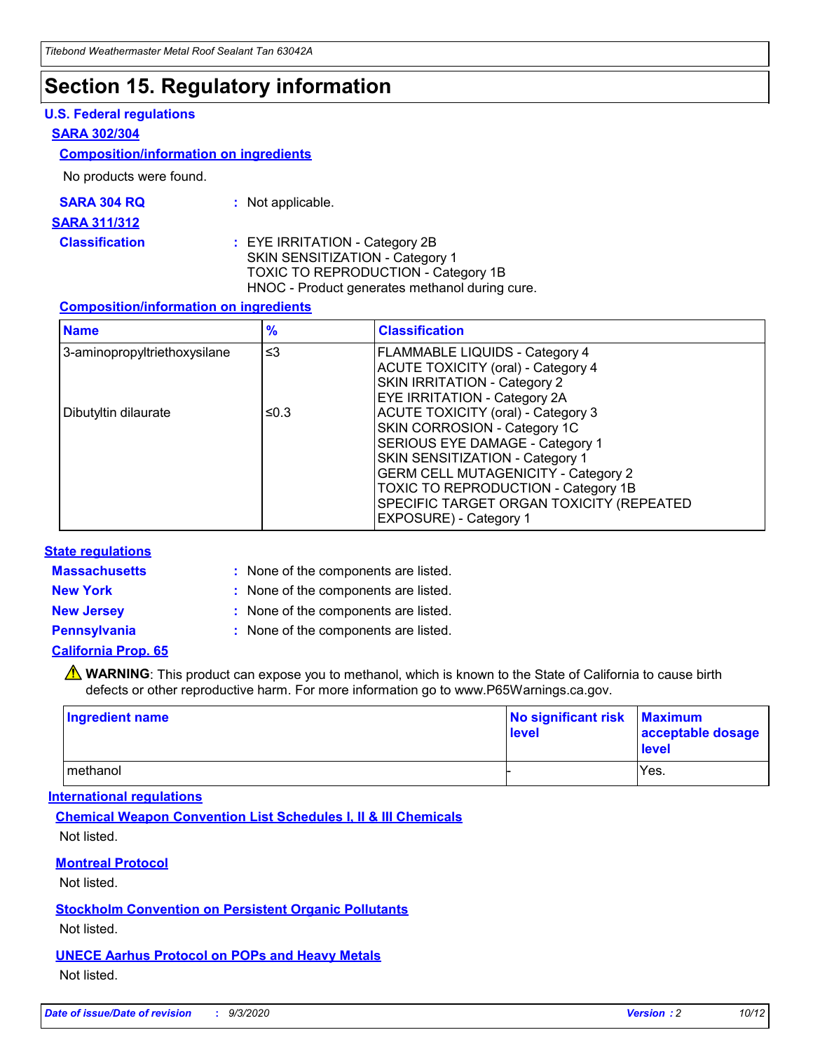# Section 15. Regulatory information

### U.S. Federal regulations

#### SARA 302/304

##### Composition/information on ingredients

No products were found.

**SARA 304 RQ** : Not applicable.

#### SARA 311/312

**Classification** : EYE IRRITATION - Category 2B
SKIN SENSITIZATION - Category 1
TOXIC TO REPRODUCTION - Category 1B
HNOC - Product generates methanol during cure.

##### Composition/information on ingredients

| Name | % | Classification |
|---|---|---|
| 3-aminopropyltriethoxysilane | ≤3 | FLAMMABLE LIQUIDS - Category 4<br>ACUTE TOXICITY (oral) - Category 4<br>SKIN IRRITATION - Category 2<br>EYE IRRITATION - Category 2A |
| Dibutyltin dilaurate | ≤0.3 | ACUTE TOXICITY (oral) - Category 3<br>SKIN CORROSION - Category 1C<br>SERIOUS EYE DAMAGE - Category 1<br>SKIN SENSITIZATION - Category 1<br>GERM CELL MUTAGENICITY - Category 2<br>TOXIC TO REPRODUCTION - Category 1B<br>SPECIFIC TARGET ORGAN TOXICITY (REPEATED EXPOSURE) - Category 1 |

### State regulations

**Massachusetts** : None of the components are listed.

**New York** : None of the components are listed.

**New Jersey** : None of the components are listed.

**Pennsylvania** : None of the components are listed.

#### California Prop. 65

⚠ **WARNING**: This product can expose you to methanol, which is known to the State of California to cause birth defects or other reproductive harm. For more information go to www.P65Warnings.ca.gov.

| Ingredient name | No significant risk level | Maximum acceptable dosage level |
|---|---|---|
| methanol | - | Yes. |

### International regulations

#### Chemical Weapon Convention List Schedules I, II & III Chemicals

Not listed.

#### Montreal Protocol

Not listed.

#### Stockholm Convention on Persistent Organic Pollutants

Not listed.

#### UNECE Aarhus Protocol on POPs and Heavy Metals

Not listed.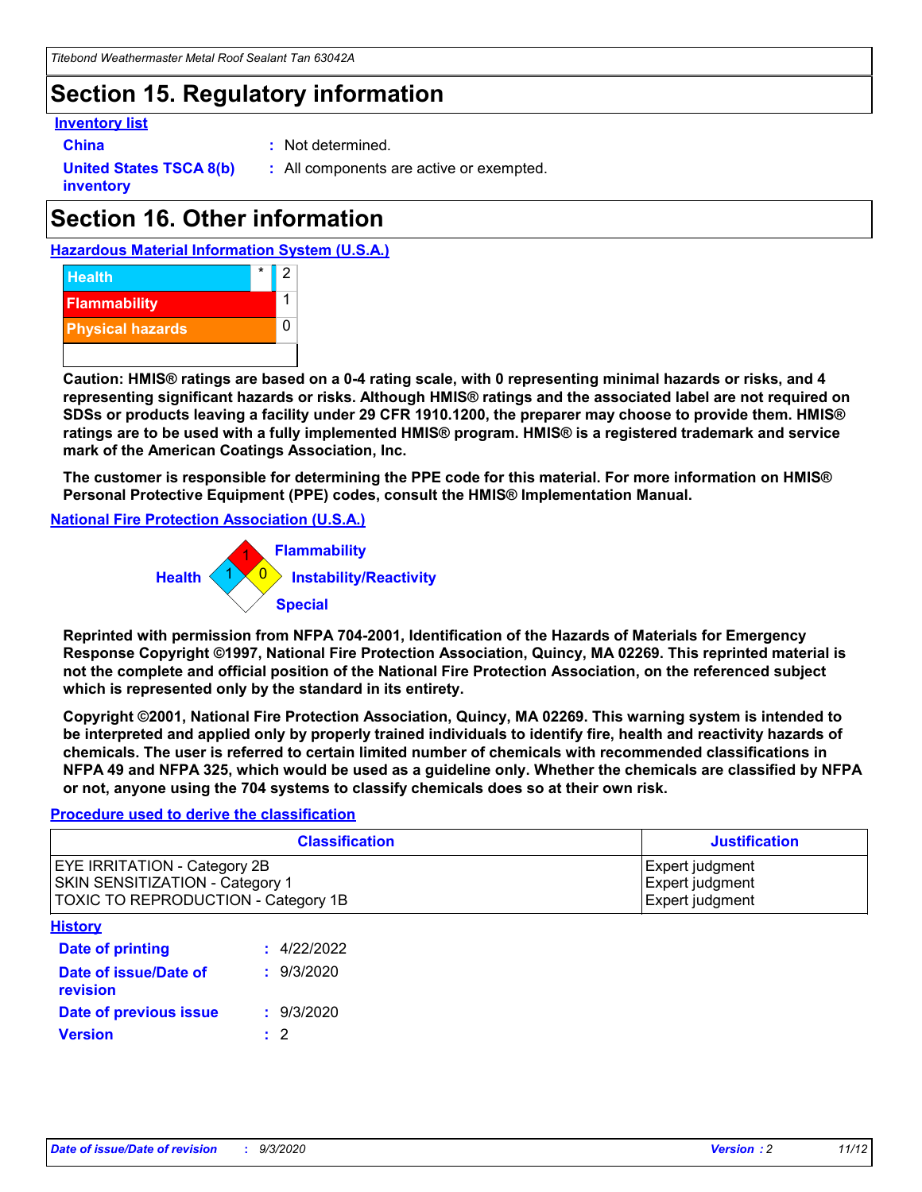# Section 15. Regulatory information

**Inventory list**

**China** : Not determined.

**United States TSCA 8(b) inventory** : All components are active or exempted.

# Section 16. Other information

**Hazardous Material Information System (U.S.A.)**

| | | |
|---|---|---|
| Health | * | 2 |
| Flammability | | 1 |
| Physical hazards | | 0 |
| | | |

**Caution: HMIS® ratings are based on a 0-4 rating scale, with 0 representing minimal hazards or risks, and 4 representing significant hazards or risks. Although HMIS® ratings and the associated label are not required on SDSs or products leaving a facility under 29 CFR 1910.1200, the preparer may choose to provide them. HMIS® ratings are to be used with a fully implemented HMIS® program. HMIS® is a registered trademark and service mark of the American Coatings Association, Inc.**

**The customer is responsible for determining the PPE code for this material. For more information on HMIS® Personal Protective Equipment (PPE) codes, consult the HMIS® Implementation Manual.**

**National Fire Protection Association (U.S.A.)**

Health: 1
Flammability: 1
Instability/Reactivity: 0
Special:

**Reprinted with permission from NFPA 704-2001, Identification of the Hazards of Materials for Emergency Response Copyright ©1997, National Fire Protection Association, Quincy, MA 02269. This reprinted material is not the complete and official position of the National Fire Protection Association, on the referenced subject which is represented only by the standard in its entirety.**

**Copyright ©2001, National Fire Protection Association, Quincy, MA 02269. This warning system is intended to be interpreted and applied only by properly trained individuals to identify fire, health and reactivity hazards of chemicals. The user is referred to certain limited number of chemicals with recommended classifications in NFPA 49 and NFPA 325, which would be used as a guideline only. Whether the chemicals are classified by NFPA or not, anyone using the 704 systems to classify chemicals does so at their own risk.**

**Procedure used to derive the classification**

| Classification | Justification |
|---|---|
| EYE IRRITATION - Category 2B | Expert judgment |
| SKIN SENSITIZATION - Category 1 | Expert judgment |
| TOXIC TO REPRODUCTION - Category 1B | Expert judgment |

**History**

**Date of printing** : 4/22/2022

**Date of issue/Date of revision** : 9/3/2020

**Date of previous issue** : 9/3/2020

**Version** : 2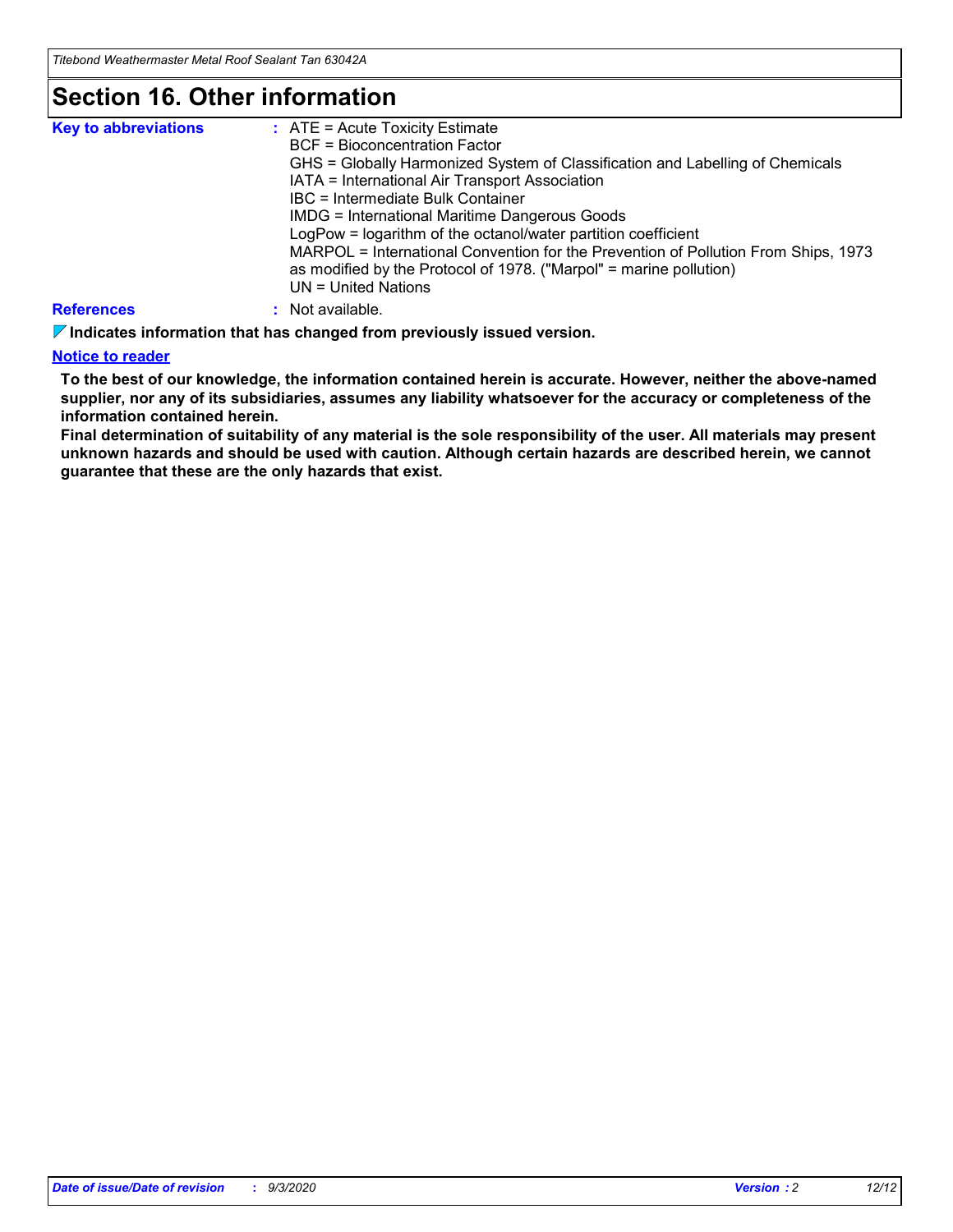# Section 16. Other information

**Key to abbreviations** : ATE = Acute Toxicity Estimate
BCF = Bioconcentration Factor
GHS = Globally Harmonized System of Classification and Labelling of Chemicals
IATA = International Air Transport Association
IBC = Intermediate Bulk Container
IMDG = International Maritime Dangerous Goods
LogPow = logarithm of the octanol/water partition coefficient
MARPOL = International Convention for the Prevention of Pollution From Ships, 1973 as modified by the Protocol of 1978. ("Marpol" = marine pollution)
UN = United Nations

**References** : Not available.

**Indicates information that has changed from previously issued version.**

**Notice to reader**

**To the best of our knowledge, the information contained herein is accurate. However, neither the above-named supplier, nor any of its subsidiaries, assumes any liability whatsoever for the accuracy or completeness of the information contained herein.**

**Final determination of suitability of any material is the sole responsibility of the user. All materials may present unknown hazards and should be used with caution. Although certain hazards are described herein, we cannot guarantee that these are the only hazards that exist.**